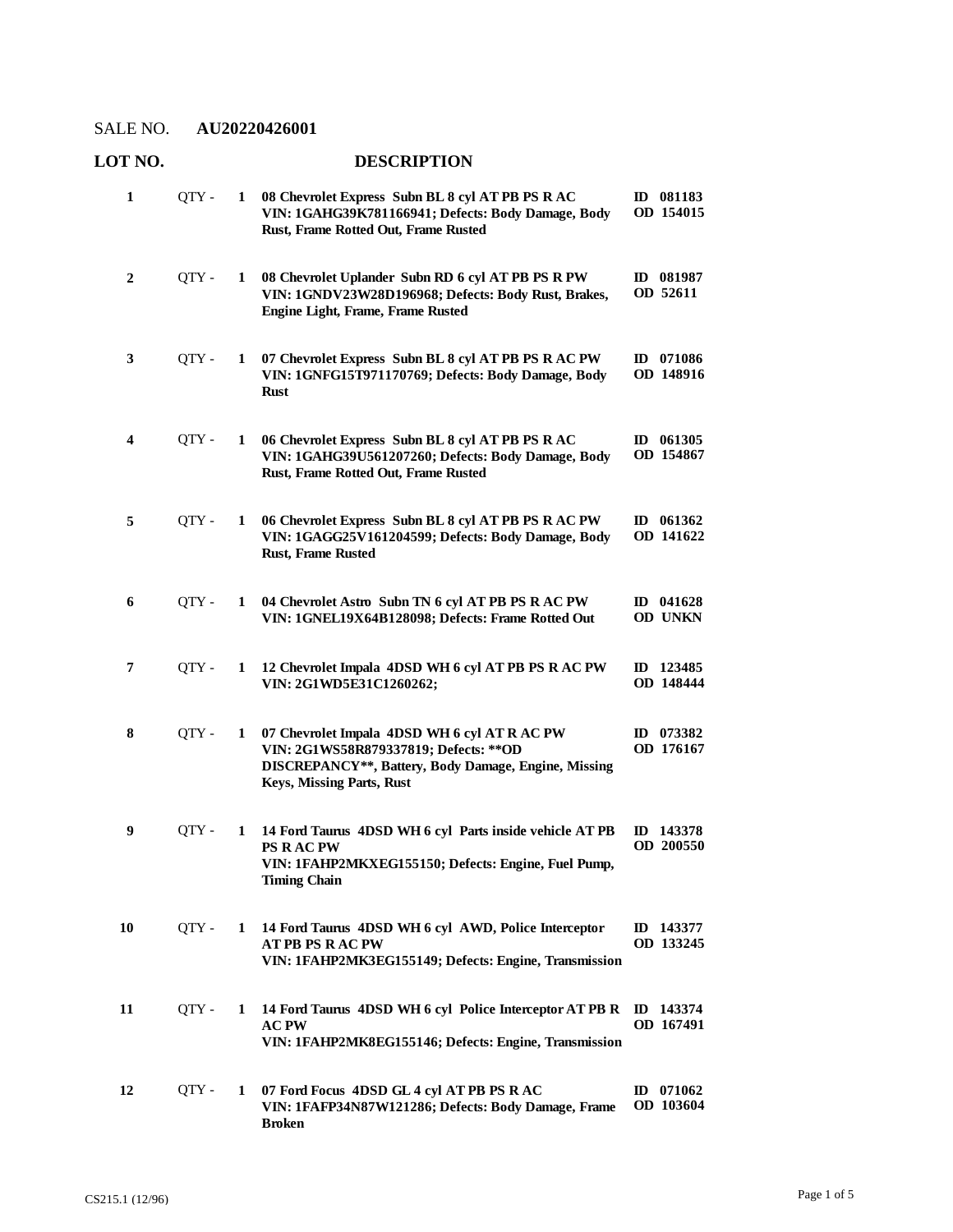SALE NO. **AU20220426001**

| LOT NO. | | | DESCRIPTION | |
|---|---|---|---|---|
| **1** | QTY - | **1** | **08 Chevrolet Express Subn BL 8 cyl AT PB PS R AC<br>VIN: 1GAHG39K781166941; Defects: Body Damage, Body Rust, Frame Rotted Out, Frame Rusted** | **ID 081183<br>OD 154015** |
| **2** | QTY - | **1** | **08 Chevrolet Uplander Subn RD 6 cyl AT PB PS R PW<br>VIN: 1GNDV23W28D196968; Defects: Body Rust, Brakes, Engine Light, Frame, Frame Rusted** | **ID 081987<br>OD 52611** |
| **3** | QTY - | **1** | **07 Chevrolet Express Subn BL 8 cyl AT PB PS R AC PW<br>VIN: 1GNFG15T971170769; Defects: Body Damage, Body Rust** | **ID 071086<br>OD 148916** |
| **4** | QTY - | **1** | **06 Chevrolet Express Subn BL 8 cyl AT PB PS R AC<br>VIN: 1GAHG39U561207260; Defects: Body Damage, Body Rust, Frame Rotted Out, Frame Rusted** | **ID 061305<br>OD 154867** |
| **5** | QTY - | **1** | **06 Chevrolet Express Subn BL 8 cyl AT PB PS R AC PW<br>VIN: 1GAGG25V161204599; Defects: Body Damage, Body Rust, Frame Rusted** | **ID 061362<br>OD 141622** |
| **6** | QTY - | **1** | **04 Chevrolet Astro Subn TN 6 cyl AT PB PS R AC PW<br>VIN: 1GNEL19X64B128098; Defects: Frame Rotted Out** | **ID 041628<br>OD UNKN** |
| **7** | QTY - | **1** | **12 Chevrolet Impala 4DSD WH 6 cyl AT PB PS R AC PW<br>VIN: 2G1WD5E31C1260262;** | **ID 123485<br>OD 148444** |
| **8** | QTY - | **1** | **07 Chevrolet Impala 4DSD WH 6 cyl AT R AC PW<br>VIN: 2G1WS58R879337819; Defects: **OD DISCREPANCY**, Battery, Body Damage, Engine, Missing Keys, Missing Parts, Rust** | **ID 073382<br>OD 176167** |
| **9** | QTY - | **1** | **14 Ford Taurus 4DSD WH 6 cyl Parts inside vehicle AT PB PS R AC PW<br>VIN: 1FAHP2MKXEG155150; Defects: Engine, Fuel Pump, Timing Chain** | **ID 143378<br>OD 200550** |
| **10** | QTY - | **1** | **14 Ford Taurus 4DSD WH 6 cyl AWD, Police Interceptor AT PB PS R AC PW<br>VIN: 1FAHP2MK3EG155149; Defects: Engine, Transmission** | **ID 143377<br>OD 133245** |
| **11** | QTY - | **1** | **14 Ford Taurus 4DSD WH 6 cyl Police Interceptor AT PB R AC PW<br>VIN: 1FAHP2MK8EG155146; Defects: Engine, Transmission** | **ID 143374<br>OD 167491** |
| **12** | QTY - | **1** | **07 Ford Focus 4DSD GL 4 cyl AT PB PS R AC<br>VIN: 1FAFP34N87W121286; Defects: Body Damage, Frame Broken** | **ID 071062<br>OD 103604** |

CS215.1 (12/96)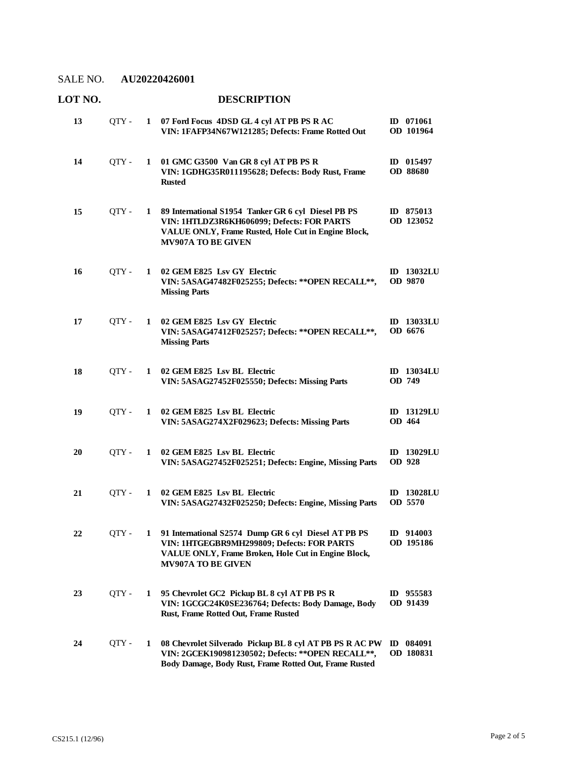SALE NO. **AU20220426001**

| LOT NO. | | DESCRIPTION | |
|---|---|---|---|
| **13** | QTY - **1** | **07 Ford Focus 4DSD GL 4 cyl AT PB PS R AC**<br>**VIN: 1FAFP34N67W121285; Defects: Frame Rotted Out** | **ID 071061**<br>**OD 101964** |
| **14** | QTY - **1** | **01 GMC G3500 Van GR 8 cyl AT PB PS R**<br>**VIN: 1GDHG35R011195628; Defects: Body Rust, Frame Rusted** | **ID 015497**<br>**OD 88680** |
| **15** | QTY - **1** | **89 International S1954 Tanker GR 6 cyl Diesel PB PS**<br>**VIN: 1HTLDZ3R6KH606099; Defects: FOR PARTS VALUE ONLY, Frame Rusted, Hole Cut in Engine Block, MV907A TO BE GIVEN** | **ID 875013**<br>**OD 123052** |
| **16** | QTY - **1** | **02 GEM E825 Lsv GY Electric**<br>**VIN: 5ASAG47482F025255; Defects: \*\*OPEN RECALL\*\*, Missing Parts** | **ID 13032LU**<br>**OD 9870** |
| **17** | QTY - **1** | **02 GEM E825 Lsv GY Electric**<br>**VIN: 5ASAG47412F025257; Defects: \*\*OPEN RECALL\*\*, Missing Parts** | **ID 13033LU**<br>**OD 6676** |
| **18** | QTY - **1** | **02 GEM E825 Lsv BL Electric**<br>**VIN: 5ASAG27452F025550; Defects: Missing Parts** | **ID 13034LU**<br>**OD 749** |
| **19** | QTY - **1** | **02 GEM E825 Lsv BL Electric**<br>**VIN: 5ASAG274X2F029623; Defects: Missing Parts** | **ID 13129LU**<br>**OD 464** |
| **20** | QTY - **1** | **02 GEM E825 Lsv BL Electric**<br>**VIN: 5ASAG27452F025251; Defects: Engine, Missing Parts** | **ID 13029LU**<br>**OD 928** |
| **21** | QTY - **1** | **02 GEM E825 Lsv BL Electric**<br>**VIN: 5ASAG27432F025250; Defects: Engine, Missing Parts** | **ID 13028LU**<br>**OD 5570** |
| **22** | QTY - **1** | **91 International S2574 Dump GR 6 cyl Diesel AT PB PS**<br>**VIN: 1HTGEGBR9MH299809; Defects: FOR PARTS VALUE ONLY, Frame Broken, Hole Cut in Engine Block, MV907A TO BE GIVEN** | **ID 914003**<br>**OD 195186** |
| **23** | QTY - **1** | **95 Chevrolet GC2 Pickup BL 8 cyl AT PB PS R**<br>**VIN: 1GCGC24K0SE236764; Defects: Body Damage, Body Rust, Frame Rotted Out, Frame Rusted** | **ID 955583**<br>**OD 91439** |
| **24** | QTY - **1** | **08 Chevrolet Silverado Pickup BL 8 cyl AT PB PS R AC PW**<br>**VIN: 2GCEK190981230502; Defects: \*\*OPEN RECALL\*\*, Body Damage, Body Rust, Frame Rotted Out, Frame Rusted** | **ID 084091**<br>**OD 180831** |

CS215.1 (12/96)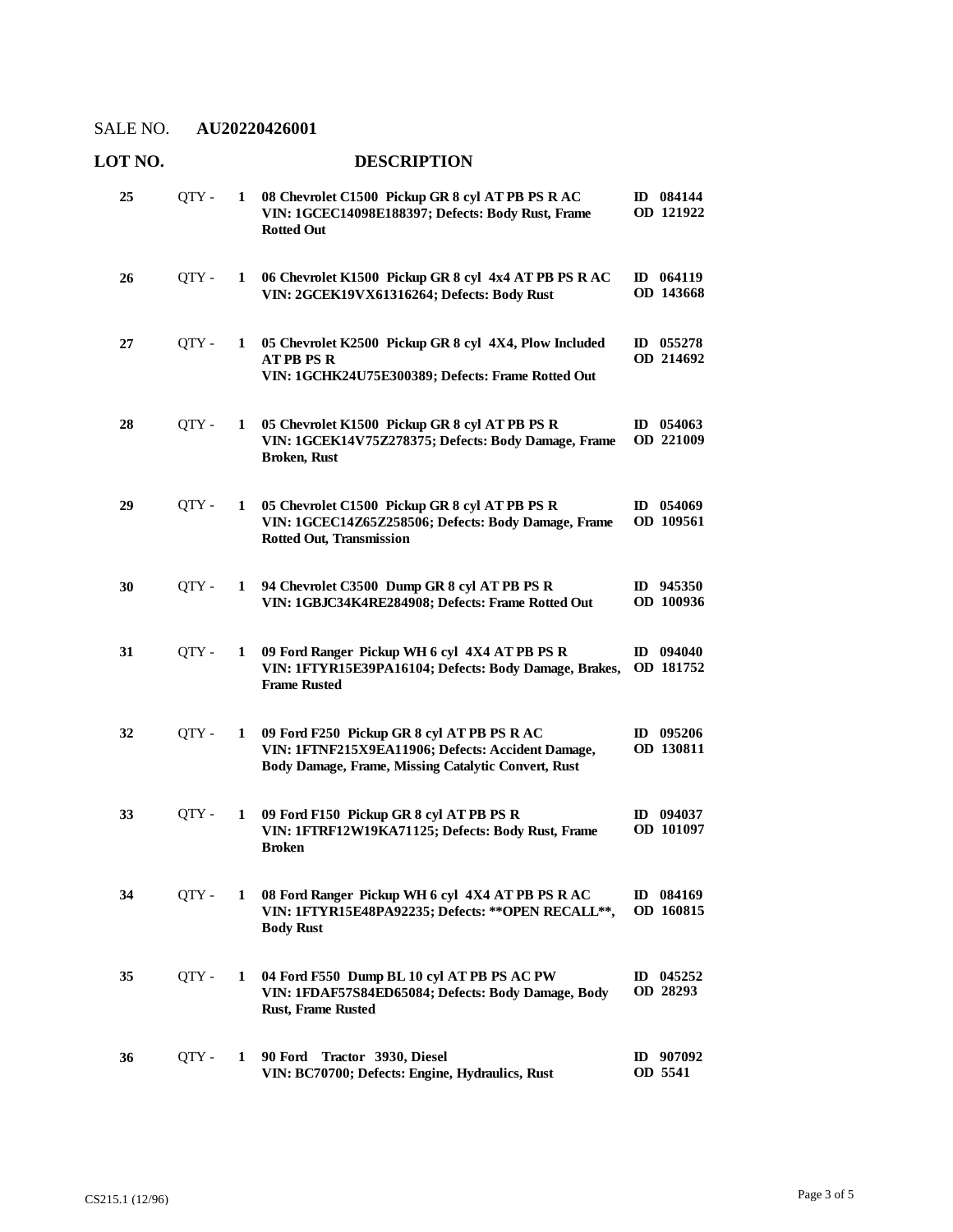SALE NO. **AU20220426001**

| LOT NO. | | | DESCRIPTION | |
|---|---|---|---|---|
| **25** | QTY - | **1** | **08 Chevrolet C1500 Pickup GR 8 cyl AT PB PS R AC VIN: 1GCEC14098E188397; Defects: Body Rust, Frame Rotted Out** | **ID 084144 OD 121922** |
| **26** | QTY - | **1** | **06 Chevrolet K1500 Pickup GR 8 cyl 4x4 AT PB PS R AC VIN: 2GCEK19VX61316264; Defects: Body Rust** | **ID 064119 OD 143668** |
| **27** | QTY - | **1** | **05 Chevrolet K2500 Pickup GR 8 cyl 4X4, Plow Included AT PB PS R VIN: 1GCHK24U75E300389; Defects: Frame Rotted Out** | **ID 055278 OD 214692** |
| **28** | QTY - | **1** | **05 Chevrolet K1500 Pickup GR 8 cyl AT PB PS R VIN: 1GCEK14V75Z278375; Defects: Body Damage, Frame Broken, Rust** | **ID 054063 OD 221009** |
| **29** | QTY - | **1** | **05 Chevrolet C1500 Pickup GR 8 cyl AT PB PS R VIN: 1GCEC14Z65Z258506; Defects: Body Damage, Frame Rotted Out, Transmission** | **ID 054069 OD 109561** |
| **30** | QTY - | **1** | **94 Chevrolet C3500 Dump GR 8 cyl AT PB PS R VIN: 1GBJC34K4RE284908; Defects: Frame Rotted Out** | **ID 945350 OD 100936** |
| **31** | QTY - | **1** | **09 Ford Ranger Pickup WH 6 cyl 4X4 AT PB PS R VIN: 1FTYR15E39PA16104; Defects: Body Damage, Brakes, Frame Rusted** | **ID 094040 OD 181752** |
| **32** | QTY - | **1** | **09 Ford F250 Pickup GR 8 cyl AT PB PS R AC VIN: 1FTNF215X9EA11906; Defects: Accident Damage, Body Damage, Frame, Missing Catalytic Convert, Rust** | **ID 095206 OD 130811** |
| **33** | QTY - | **1** | **09 Ford F150 Pickup GR 8 cyl AT PB PS R VIN: 1FTRF12W19KA71125; Defects: Body Rust, Frame Broken** | **ID 094037 OD 101097** |
| **34** | QTY - | **1** | **08 Ford Ranger Pickup WH 6 cyl 4X4 AT PB PS R AC VIN: 1FTYR15E48PA92235; Defects: **OPEN RECALL**, Body Rust** | **ID 084169 OD 160815** |
| **35** | QTY - | **1** | **04 Ford F550 Dump BL 10 cyl AT PB PS AC PW VIN: 1FDAF57S84ED65084; Defects: Body Damage, Body Rust, Frame Rusted** | **ID 045252 OD 28293** |
| **36** | QTY - | **1** | **90 Ford Tractor 3930, Diesel VIN: BC70700; Defects: Engine, Hydraulics, Rust** | **ID 907092 OD 5541** |

CS215.1 (12/96)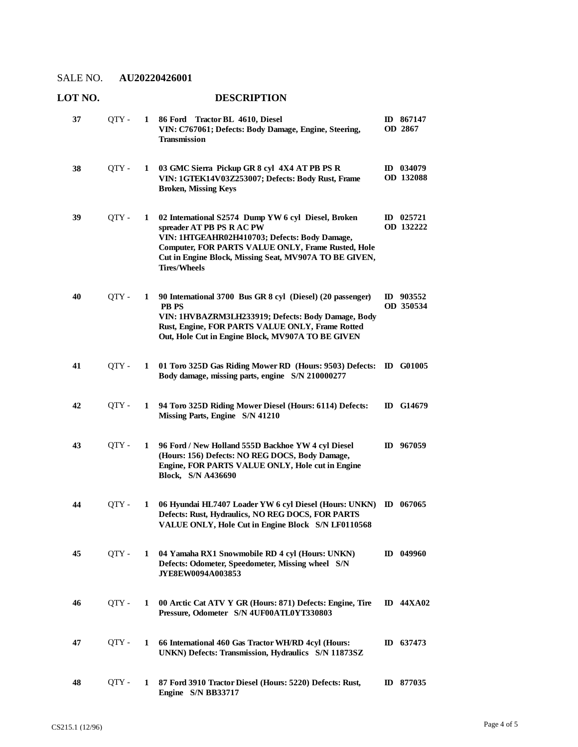SALE NO. **AU20220426001**

| LOT NO. | | | DESCRIPTION | |
|---|---|---|---|---|
| **37** | QTY - | **1** | **86 Ford Tractor BL 4610, Diesel VIN: C767061; Defects: Body Damage, Engine, Steering, Transmission** | **ID 867147 OD 2867** |
| **38** | QTY - | **1** | **03 GMC Sierra Pickup GR 8 cyl 4X4 AT PB PS R VIN: 1GTEK14V03Z253007; Defects: Body Rust, Frame Broken, Missing Keys** | **ID 034079 OD 132088** |
| **39** | QTY - | **1** | **02 International S2574 Dump YW 6 cyl Diesel, Broken spreader AT PB PS R AC PW VIN: 1HTGEAHR02H410703; Defects: Body Damage, Computer, FOR PARTS VALUE ONLY, Frame Rusted, Hole Cut in Engine Block, Missing Seat, MV907A TO BE GIVEN, Tires/Wheels** | **ID 025721 OD 132222** |
| **40** | QTY - | **1** | **90 International 3700 Bus GR 8 cyl (Diesel) (20 passenger) PB PS VIN: 1HVBAZRM3LH233919; Defects: Body Damage, Body Rust, Engine, FOR PARTS VALUE ONLY, Frame Rotted Out, Hole Cut in Engine Block, MV907A TO BE GIVEN** | **ID 903552 OD 350534** |
| **41** | QTY - | **1** | **01 Toro 325D Gas Riding Mower RD (Hours: 9503) Defects: Body damage, missing parts, engine S/N 210000277** | **ID G01005** |
| **42** | QTY - | **1** | **94 Toro 325D Riding Mower Diesel (Hours: 6114) Defects: Missing Parts, Engine S/N 41210** | **ID G14679** |
| **43** | QTY - | **1** | **96 Ford / New Holland 555D Backhoe YW 4 cyl Diesel (Hours: 156) Defects: NO REG DOCS, Body Damage, Engine, FOR PARTS VALUE ONLY, Hole cut in Engine Block, S/N A436690** | **ID 967059** |
| **44** | QTY - | **1** | **06 Hyundai HL7407 Loader YW 6 cyl Diesel (Hours: UNKN) Defects: Rust, Hydraulics, NO REG DOCS, FOR PARTS VALUE ONLY, Hole Cut in Engine Block S/N LF0110568** | **ID 067065** |
| **45** | QTY - | **1** | **04 Yamaha RX1 Snowmobile RD 4 cyl (Hours: UNKN) Defects: Odometer, Speedometer, Missing wheel S/N JYE8EW0094A003853** | **ID 049960** |
| **46** | QTY - | **1** | **00 Arctic Cat ATV Y GR (Hours: 871) Defects: Engine, Tire Pressure, Odometer S/N 4UF00ATL0YT330803** | **ID 44XA02** |
| **47** | QTY - | **1** | **66 International 460 Gas Tractor WH/RD 4cyl (Hours: UNKN) Defects: Transmission, Hydraulics S/N 11873SZ** | **ID 637473** |
| **48** | QTY - | **1** | **87 Ford 3910 Tractor Diesel (Hours: 5220) Defects: Rust, Engine S/N BB33717** | **ID 877035** |

CS215.1 (12/96)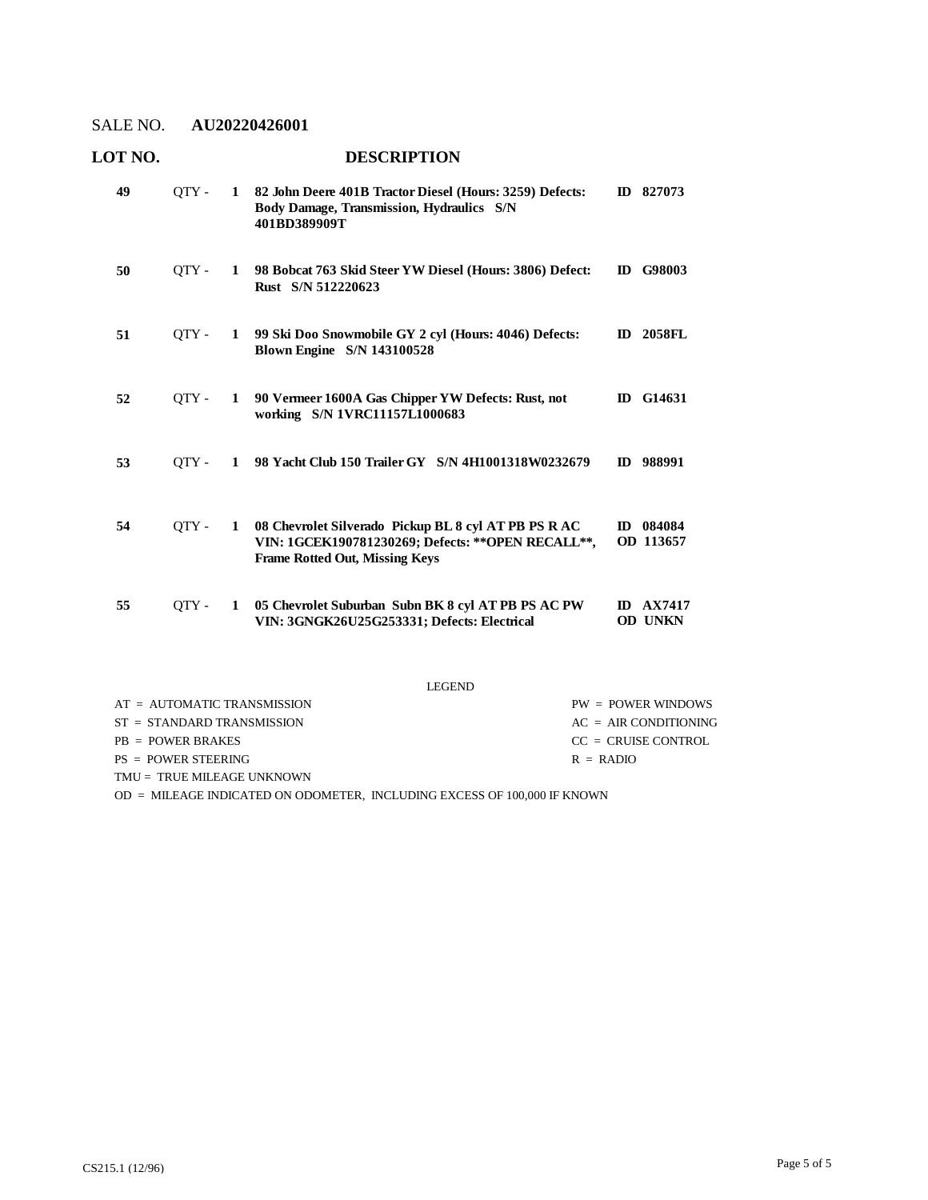SALE NO. **AU20220426001**

| LOT NO. | | | DESCRIPTION | |
|---|---|---|---|---|
| **49** | QTY - | **1** | **82 John Deere 401B Tractor Diesel (Hours: 3259) Defects: Body Damage, Transmission, Hydraulics S/N 401BD389909T** | **ID 827073** |
| **50** | QTY - | **1** | **98 Bobcat 763 Skid Steer YW Diesel (Hours: 3806) Defect: Rust S/N 512220623** | **ID G98003** |
| **51** | QTY - | **1** | **99 Ski Doo Snowmobile GY 2 cyl (Hours: 4046) Defects: Blown Engine S/N 143100528** | **ID 2058FL** |
| **52** | QTY - | **1** | **90 Vermeer 1600A Gas Chipper YW Defects: Rust, not working S/N 1VRC11157L1000683** | **ID G14631** |
| **53** | QTY - | **1** | **98 Yacht Club 150 Trailer GY S/N 4H1001318W0232679** | **ID 988991** |
| **54** | QTY - | **1** | **08 Chevrolet Silverado Pickup BL 8 cyl AT PB PS R AC VIN: 1GCEK190781230269; Defects: **OPEN RECALL**, Frame Rotted Out, Missing Keys** | **ID 084084 OD 113657** |
| **55** | QTY - | **1** | **05 Chevrolet Suburban Subn BK 8 cyl AT PB PS AC PW VIN: 3GNGK26U25G253331; Defects: Electrical** | **ID AX7417 OD UNKN** |

LEGEND

AT = AUTOMATIC TRANSMISSION
ST = STANDARD TRANSMISSION
PB = POWER BRAKES
PS = POWER STEERING
TMU = TRUE MILEAGE UNKNOWN
OD = MILEAGE INDICATED ON ODOMETER, INCLUDING EXCESS OF 100,000 IF KNOWN

PW = POWER WINDOWS
AC = AIR CONDITIONING
CC = CRUISE CONTROL
R = RADIO

CS215.1 (12/96)